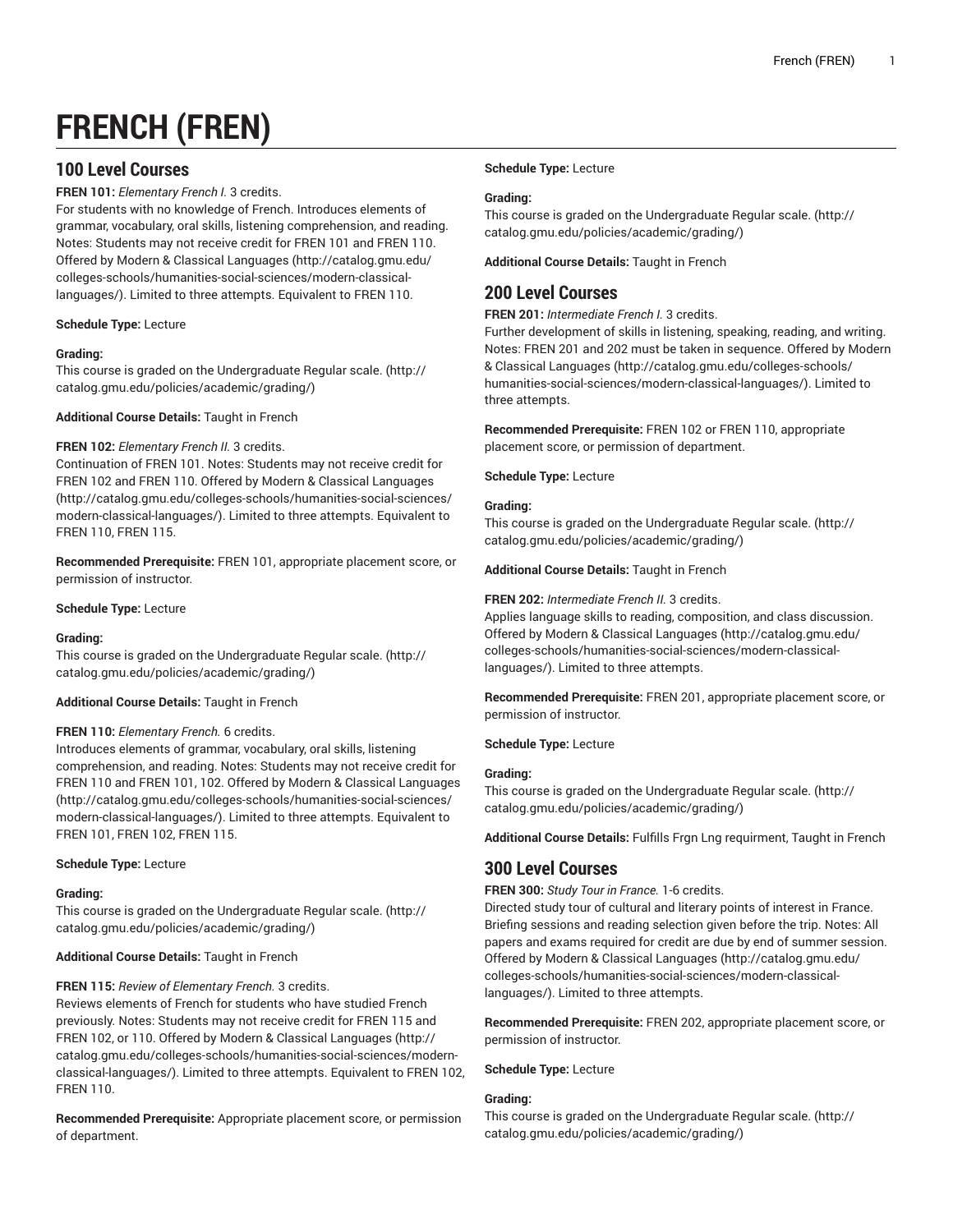# FRENCH (FREN)

## 100 Level Courses

**FREN 101:** *Elementary French I.* 3 credits.
For students with no knowledge of French. Introduces elements of grammar, vocabulary, oral skills, listening comprehension, and reading. Notes: Students may not receive credit for FREN 101 and FREN 110. Offered by Modern & Classical Languages (http://catalog.gmu.edu/colleges-schools/humanities-social-sciences/modern-classical-languages/). Limited to three attempts. Equivalent to FREN 110.

**Schedule Type:** Lecture

**Grading:**
This course is graded on the Undergraduate Regular scale. (http://catalog.gmu.edu/policies/academic/grading/)

**Additional Course Details:** Taught in French

**FREN 102:** *Elementary French II.* 3 credits.
Continuation of FREN 101. Notes: Students may not receive credit for FREN 102 and FREN 110. Offered by Modern & Classical Languages (http://catalog.gmu.edu/colleges-schools/humanities-social-sciences/modern-classical-languages/). Limited to three attempts. Equivalent to FREN 110, FREN 115.

**Recommended Prerequisite:** FREN 101, appropriate placement score, or permission of instructor.

**Schedule Type:** Lecture

**Grading:**
This course is graded on the Undergraduate Regular scale. (http://catalog.gmu.edu/policies/academic/grading/)

**Additional Course Details:** Taught in French

**FREN 110:** *Elementary French.* 6 credits.
Introduces elements of grammar, vocabulary, oral skills, listening comprehension, and reading. Notes: Students may not receive credit for FREN 110 and FREN 101, 102. Offered by Modern & Classical Languages (http://catalog.gmu.edu/colleges-schools/humanities-social-sciences/modern-classical-languages/). Limited to three attempts. Equivalent to FREN 101, FREN 102, FREN 115.

**Schedule Type:** Lecture

**Grading:**
This course is graded on the Undergraduate Regular scale. (http://catalog.gmu.edu/policies/academic/grading/)

**Additional Course Details:** Taught in French

**FREN 115:** *Review of Elementary French.* 3 credits.
Reviews elements of French for students who have studied French previously. Notes: Students may not receive credit for FREN 115 and FREN 102, or 110. Offered by Modern & Classical Languages (http://catalog.gmu.edu/colleges-schools/humanities-social-sciences/modern-classical-languages/). Limited to three attempts. Equivalent to FREN 102, FREN 110.

**Recommended Prerequisite:** Appropriate placement score, or permission of department.

**Schedule Type:** Lecture

**Grading:**
This course is graded on the Undergraduate Regular scale. (http://catalog.gmu.edu/policies/academic/grading/)

**Additional Course Details:** Taught in French

## 200 Level Courses

**FREN 201:** *Intermediate French I.* 3 credits.
Further development of skills in listening, speaking, reading, and writing. Notes: FREN 201 and 202 must be taken in sequence. Offered by Modern & Classical Languages (http://catalog.gmu.edu/colleges-schools/humanities-social-sciences/modern-classical-languages/). Limited to three attempts.

**Recommended Prerequisite:** FREN 102 or FREN 110, appropriate placement score, or permission of department.

**Schedule Type:** Lecture

**Grading:**
This course is graded on the Undergraduate Regular scale. (http://catalog.gmu.edu/policies/academic/grading/)

**Additional Course Details:** Taught in French

**FREN 202:** *Intermediate French II.* 3 credits.
Applies language skills to reading, composition, and class discussion. Offered by Modern & Classical Languages (http://catalog.gmu.edu/colleges-schools/humanities-social-sciences/modern-classical-languages/). Limited to three attempts.

**Recommended Prerequisite:** FREN 201, appropriate placement score, or permission of instructor.

**Schedule Type:** Lecture

**Grading:**
This course is graded on the Undergraduate Regular scale. (http://catalog.gmu.edu/policies/academic/grading/)

**Additional Course Details:** Fulfills Frgn Lng requirment, Taught in French

## 300 Level Courses

**FREN 300:** *Study Tour in France.* 1-6 credits.
Directed study tour of cultural and literary points of interest in France. Briefing sessions and reading selection given before the trip. Notes: All papers and exams required for credit are due by end of summer session. Offered by Modern & Classical Languages (http://catalog.gmu.edu/colleges-schools/humanities-social-sciences/modern-classical-languages/). Limited to three attempts.

**Recommended Prerequisite:** FREN 202, appropriate placement score, or permission of instructor.

**Schedule Type:** Lecture

**Grading:**
This course is graded on the Undergraduate Regular scale. (http://catalog.gmu.edu/policies/academic/grading/)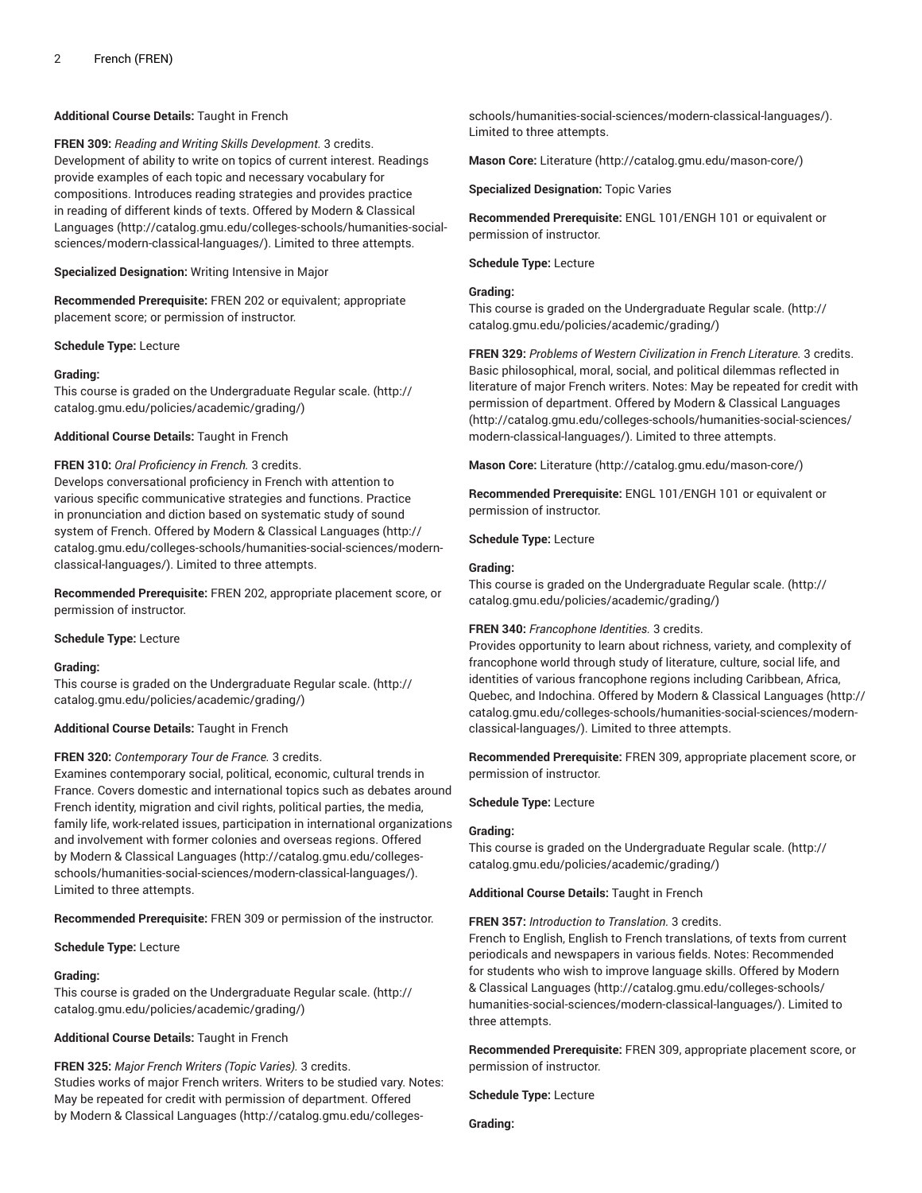**Additional Course Details:** Taught in French

**FREN 309:** *Reading and Writing Skills Development.* 3 credits.
Development of ability to write on topics of current interest. Readings provide examples of each topic and necessary vocabulary for compositions. Introduces reading strategies and provides practice in reading of different kinds of texts. Offered by Modern & Classical Languages (http://catalog.gmu.edu/colleges-schools/humanities-social-sciences/modern-classical-languages/). Limited to three attempts.

**Specialized Designation:** Writing Intensive in Major

**Recommended Prerequisite:** FREN 202 or equivalent; appropriate placement score; or permission of instructor.

**Schedule Type:** Lecture

**Grading:**
This course is graded on the Undergraduate Regular scale. (http://catalog.gmu.edu/policies/academic/grading/)

**Additional Course Details:** Taught in French

**FREN 310:** *Oral Proficiency in French.* 3 credits.
Develops conversational proficiency in French with attention to various specific communicative strategies and functions. Practice in pronunciation and diction based on systematic study of sound system of French. Offered by Modern & Classical Languages (http://catalog.gmu.edu/colleges-schools/humanities-social-sciences/modern-classical-languages/). Limited to three attempts.

**Recommended Prerequisite:** FREN 202, appropriate placement score, or permission of instructor.

**Schedule Type:** Lecture

**Grading:**
This course is graded on the Undergraduate Regular scale. (http://catalog.gmu.edu/policies/academic/grading/)

**Additional Course Details:** Taught in French

**FREN 320:** *Contemporary Tour de France.* 3 credits.
Examines contemporary social, political, economic, cultural trends in France. Covers domestic and international topics such as debates around French identity, migration and civil rights, political parties, the media, family life, work-related issues, participation in international organizations and involvement with former colonies and overseas regions. Offered by Modern & Classical Languages (http://catalog.gmu.edu/colleges-schools/humanities-social-sciences/modern-classical-languages/). Limited to three attempts.

**Recommended Prerequisite:** FREN 309 or permission of the instructor.

**Schedule Type:** Lecture

**Grading:**
This course is graded on the Undergraduate Regular scale. (http://catalog.gmu.edu/policies/academic/grading/)

**Additional Course Details:** Taught in French

**FREN 325:** *Major French Writers (Topic Varies).* 3 credits.
Studies works of major French writers. Writers to be studied vary. Notes: May be repeated for credit with permission of department. Offered by Modern & Classical Languages (http://catalog.gmu.edu/colleges-schools/humanities-social-sciences/modern-classical-languages/). Limited to three attempts.

**Mason Core:** Literature (http://catalog.gmu.edu/mason-core/)

**Specialized Designation:** Topic Varies

**Recommended Prerequisite:** ENGL 101/ENGH 101 or equivalent or permission of instructor.

**Schedule Type:** Lecture

**Grading:**
This course is graded on the Undergraduate Regular scale. (http://catalog.gmu.edu/policies/academic/grading/)

**FREN 329:** *Problems of Western Civilization in French Literature.* 3 credits.
Basic philosophical, moral, social, and political dilemmas reflected in literature of major French writers. Notes: May be repeated for credit with permission of department. Offered by Modern & Classical Languages (http://catalog.gmu.edu/colleges-schools/humanities-social-sciences/modern-classical-languages/). Limited to three attempts.

**Mason Core:** Literature (http://catalog.gmu.edu/mason-core/)

**Recommended Prerequisite:** ENGL 101/ENGH 101 or equivalent or permission of instructor.

**Schedule Type:** Lecture

**Grading:**
This course is graded on the Undergraduate Regular scale. (http://catalog.gmu.edu/policies/academic/grading/)

**FREN 340:** *Francophone Identities.* 3 credits.
Provides opportunity to learn about richness, variety, and complexity of francophone world through study of literature, culture, social life, and identities of various francophone regions including Caribbean, Africa, Quebec, and Indochina. Offered by Modern & Classical Languages (http://catalog.gmu.edu/colleges-schools/humanities-social-sciences/modern-classical-languages/). Limited to three attempts.

**Recommended Prerequisite:** FREN 309, appropriate placement score, or permission of instructor.

**Schedule Type:** Lecture

**Grading:**
This course is graded on the Undergraduate Regular scale. (http://catalog.gmu.edu/policies/academic/grading/)

**Additional Course Details:** Taught in French

**FREN 357:** *Introduction to Translation.* 3 credits.
French to English, English to French translations, of texts from current periodicals and newspapers in various fields. Notes: Recommended for students who wish to improve language skills. Offered by Modern & Classical Languages (http://catalog.gmu.edu/colleges-schools/humanities-social-sciences/modern-classical-languages/). Limited to three attempts.

**Recommended Prerequisite:** FREN 309, appropriate placement score, or permission of instructor.

**Schedule Type:** Lecture

**Grading:**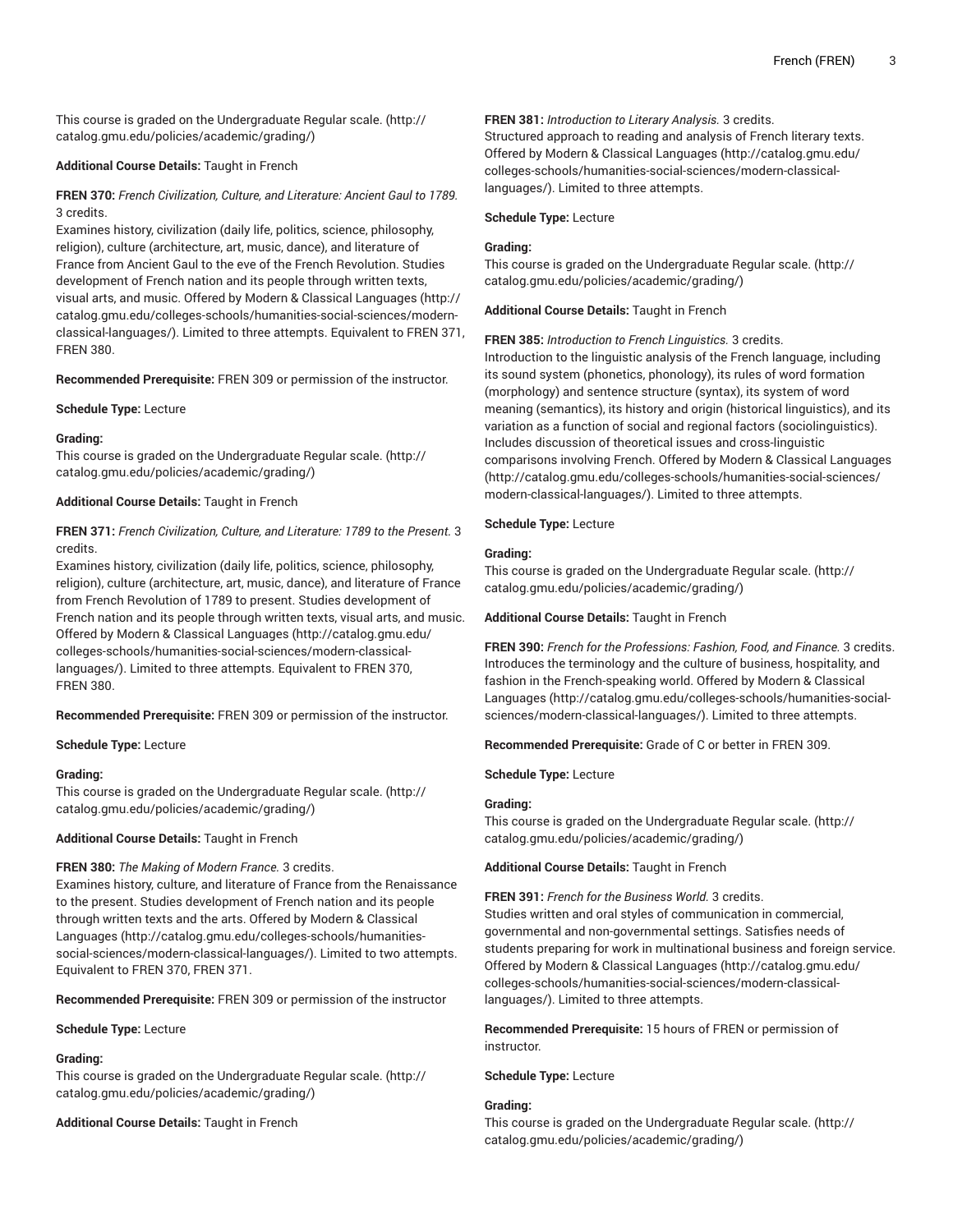This course is graded on the Undergraduate Regular scale. (http://catalog.gmu.edu/policies/academic/grading/)

**Additional Course Details:** Taught in French

**FREN 370:** *French Civilization, Culture, and Literature: Ancient Gaul to 1789.* 3 credits.
Examines history, civilization (daily life, politics, science, philosophy, religion), culture (architecture, art, music, dance), and literature of France from Ancient Gaul to the eve of the French Revolution. Studies development of French nation and its people through written texts, visual arts, and music. Offered by Modern & Classical Languages (http://catalog.gmu.edu/colleges-schools/humanities-social-sciences/modern-classical-languages/). Limited to three attempts. Equivalent to FREN 371, FREN 380.

**Recommended Prerequisite:** FREN 309 or permission of the instructor.

**Schedule Type:** Lecture

**Grading:**
This course is graded on the Undergraduate Regular scale. (http://catalog.gmu.edu/policies/academic/grading/)

**Additional Course Details:** Taught in French

**FREN 371:** *French Civilization, Culture, and Literature: 1789 to the Present.* 3 credits.
Examines history, civilization (daily life, politics, science, philosophy, religion), culture (architecture, art, music, dance), and literature of France from French Revolution of 1789 to present. Studies development of French nation and its people through written texts, visual arts, and music. Offered by Modern & Classical Languages (http://catalog.gmu.edu/colleges-schools/humanities-social-sciences/modern-classical-languages/). Limited to three attempts. Equivalent to FREN 370, FREN 380.

**Recommended Prerequisite:** FREN 309 or permission of the instructor.

**Schedule Type:** Lecture

**Grading:**
This course is graded on the Undergraduate Regular scale. (http://catalog.gmu.edu/policies/academic/grading/)

**Additional Course Details:** Taught in French

**FREN 380:** *The Making of Modern France.* 3 credits.
Examines history, culture, and literature of France from the Renaissance to the present. Studies development of French nation and its people through written texts and the arts. Offered by Modern & Classical Languages (http://catalog.gmu.edu/colleges-schools/humanities-social-sciences/modern-classical-languages/). Limited to two attempts. Equivalent to FREN 370, FREN 371.

**Recommended Prerequisite:** FREN 309 or permission of the instructor

**Schedule Type:** Lecture

**Grading:**
This course is graded on the Undergraduate Regular scale. (http://catalog.gmu.edu/policies/academic/grading/)

**Additional Course Details:** Taught in French

**FREN 381:** *Introduction to Literary Analysis.* 3 credits.
Structured approach to reading and analysis of French literary texts. Offered by Modern & Classical Languages (http://catalog.gmu.edu/colleges-schools/humanities-social-sciences/modern-classical-languages/). Limited to three attempts.

**Schedule Type:** Lecture

**Grading:**
This course is graded on the Undergraduate Regular scale. (http://catalog.gmu.edu/policies/academic/grading/)

**Additional Course Details:** Taught in French

**FREN 385:** *Introduction to French Linguistics.* 3 credits.
Introduction to the linguistic analysis of the French language, including its sound system (phonetics, phonology), its rules of word formation (morphology) and sentence structure (syntax), its system of word meaning (semantics), its history and origin (historical linguistics), and its variation as a function of social and regional factors (sociolinguistics). Includes discussion of theoretical issues and cross-linguistic comparisons involving French. Offered by Modern & Classical Languages (http://catalog.gmu.edu/colleges-schools/humanities-social-sciences/modern-classical-languages/). Limited to three attempts.

**Schedule Type:** Lecture

**Grading:**
This course is graded on the Undergraduate Regular scale. (http://catalog.gmu.edu/policies/academic/grading/)

**Additional Course Details:** Taught in French

**FREN 390:** *French for the Professions: Fashion, Food, and Finance.* 3 credits.
Introduces the terminology and the culture of business, hospitality, and fashion in the French-speaking world. Offered by Modern & Classical Languages (http://catalog.gmu.edu/colleges-schools/humanities-social-sciences/modern-classical-languages/). Limited to three attempts.

**Recommended Prerequisite:** Grade of C or better in FREN 309.

**Schedule Type:** Lecture

**Grading:**
This course is graded on the Undergraduate Regular scale. (http://catalog.gmu.edu/policies/academic/grading/)

**Additional Course Details:** Taught in French

**FREN 391:** *French for the Business World.* 3 credits.
Studies written and oral styles of communication in commercial, governmental and non-governmental settings. Satisfies needs of students preparing for work in multinational business and foreign service. Offered by Modern & Classical Languages (http://catalog.gmu.edu/colleges-schools/humanities-social-sciences/modern-classical-languages/). Limited to three attempts.

**Recommended Prerequisite:** 15 hours of FREN or permission of instructor.

**Schedule Type:** Lecture

**Grading:**
This course is graded on the Undergraduate Regular scale. (http://catalog.gmu.edu/policies/academic/grading/)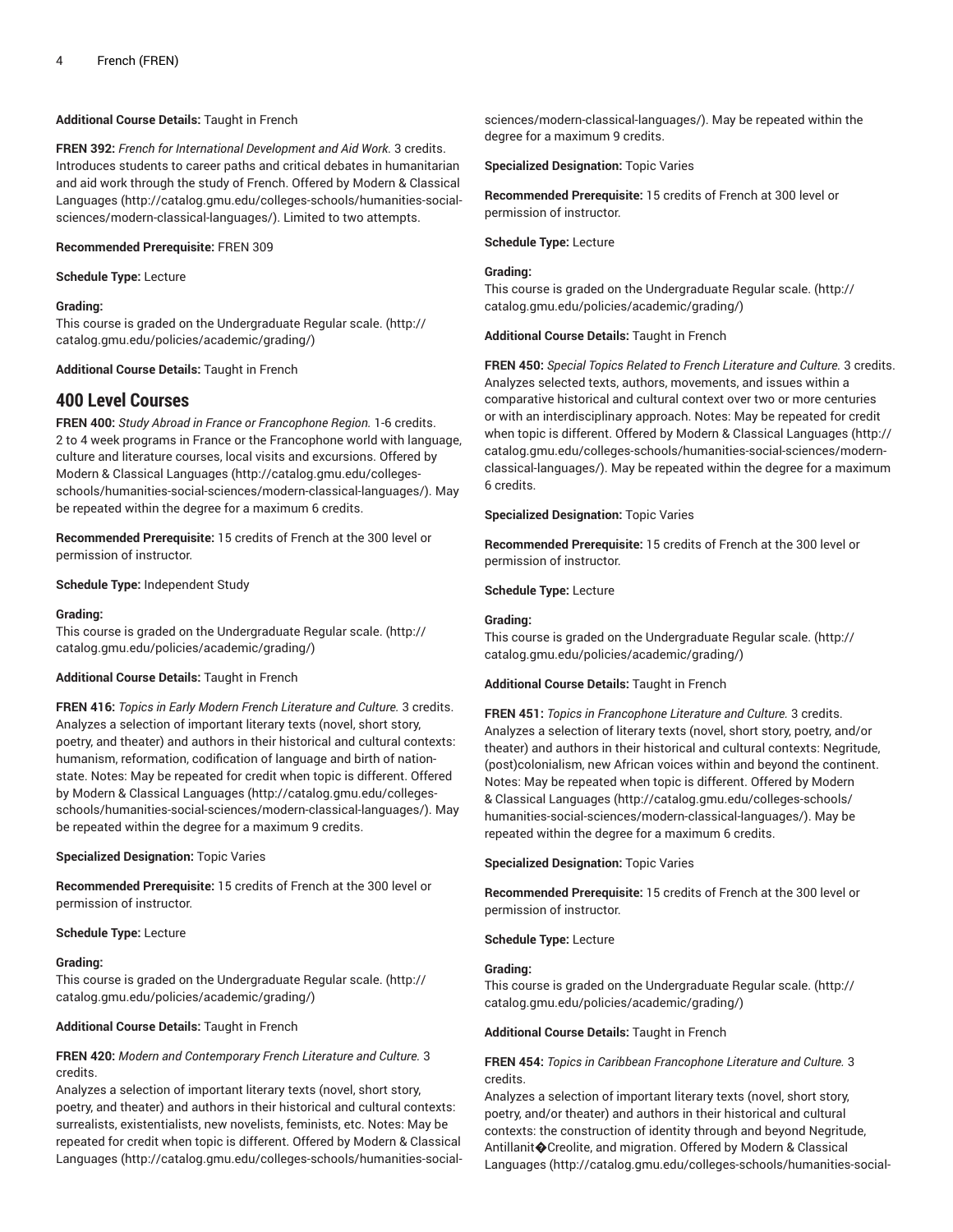**Additional Course Details:** Taught in French

**FREN 392:** *French for International Development and Aid Work.* 3 credits. Introduces students to career paths and critical debates in humanitarian and aid work through the study of French. Offered by Modern & Classical Languages (http://catalog.gmu.edu/colleges-schools/humanities-social-sciences/modern-classical-languages/). Limited to two attempts.

**Recommended Prerequisite:** FREN 309

**Schedule Type:** Lecture

**Grading:**
This course is graded on the Undergraduate Regular scale. (http://catalog.gmu.edu/policies/academic/grading/)

**Additional Course Details:** Taught in French

## 400 Level Courses

**FREN 400:** *Study Abroad in France or Francophone Region.* 1-6 credits. 2 to 4 week programs in France or the Francophone world with language, culture and literature courses, local visits and excursions. Offered by Modern & Classical Languages (http://catalog.gmu.edu/colleges-schools/humanities-social-sciences/modern-classical-languages/). May be repeated within the degree for a maximum 6 credits.

**Recommended Prerequisite:** 15 credits of French at the 300 level or permission of instructor.

**Schedule Type:** Independent Study

**Grading:**
This course is graded on the Undergraduate Regular scale. (http://catalog.gmu.edu/policies/academic/grading/)

**Additional Course Details:** Taught in French

**FREN 416:** *Topics in Early Modern French Literature and Culture.* 3 credits. Analyzes a selection of important literary texts (novel, short story, poetry, and theater) and authors in their historical and cultural contexts: humanism, reformation, codification of language and birth of nation-state. Notes: May be repeated for credit when topic is different. Offered by Modern & Classical Languages (http://catalog.gmu.edu/colleges-schools/humanities-social-sciences/modern-classical-languages/). May be repeated within the degree for a maximum 9 credits.

**Specialized Designation:** Topic Varies

**Recommended Prerequisite:** 15 credits of French at the 300 level or permission of instructor.

**Schedule Type:** Lecture

**Grading:**
This course is graded on the Undergraduate Regular scale. (http://catalog.gmu.edu/policies/academic/grading/)

**Additional Course Details:** Taught in French

**FREN 420:** *Modern and Contemporary French Literature and Culture.* 3 credits.
Analyzes a selection of important literary texts (novel, short story, poetry, and theater) and authors in their historical and cultural contexts: surrealists, existentialists, new novelists, feminists, etc. Notes: May be repeated for credit when topic is different. Offered by Modern & Classical Languages (http://catalog.gmu.edu/colleges-schools/humanities-social-sciences/modern-classical-languages/). May be repeated within the degree for a maximum 9 credits.

**Specialized Designation:** Topic Varies

**Recommended Prerequisite:** 15 credits of French at 300 level or permission of instructor.

**Schedule Type:** Lecture

**Grading:**
This course is graded on the Undergraduate Regular scale. (http://catalog.gmu.edu/policies/academic/grading/)

**Additional Course Details:** Taught in French

**FREN 450:** *Special Topics Related to French Literature and Culture.* 3 credits. Analyzes selected texts, authors, movements, and issues within a comparative historical and cultural context over two or more centuries or with an interdisciplinary approach. Notes: May be repeated for credit when topic is different. Offered by Modern & Classical Languages (http://catalog.gmu.edu/colleges-schools/humanities-social-sciences/modern-classical-languages/). May be repeated within the degree for a maximum 6 credits.

**Specialized Designation:** Topic Varies

**Recommended Prerequisite:** 15 credits of French at the 300 level or permission of instructor.

**Schedule Type:** Lecture

**Grading:**
This course is graded on the Undergraduate Regular scale. (http://catalog.gmu.edu/policies/academic/grading/)

**Additional Course Details:** Taught in French

**FREN 451:** *Topics in Francophone Literature and Culture.* 3 credits. Analyzes a selection of literary texts (novel, short story, poetry, and/or theater) and authors in their historical and cultural contexts: Negritude, (post)colonialism, new African voices within and beyond the continent. Notes: May be repeated when topic is different. Offered by Modern & Classical Languages (http://catalog.gmu.edu/colleges-schools/humanities-social-sciences/modern-classical-languages/). May be repeated within the degree for a maximum 6 credits.

**Specialized Designation:** Topic Varies

**Recommended Prerequisite:** 15 credits of French at the 300 level or permission of instructor.

**Schedule Type:** Lecture

**Grading:**
This course is graded on the Undergraduate Regular scale. (http://catalog.gmu.edu/policies/academic/grading/)

**Additional Course Details:** Taught in French

**FREN 454:** *Topics in Caribbean Francophone Literature and Culture.* 3 credits.
Analyzes a selection of important literary texts (novel, short story, poetry, and/or theater) and authors in their historical and cultural contexts: the construction of identity through and beyond Negritude, Antillanit�Creolite, and migration. Offered by Modern & Classical Languages (http://catalog.gmu.edu/colleges-schools/humanities-social-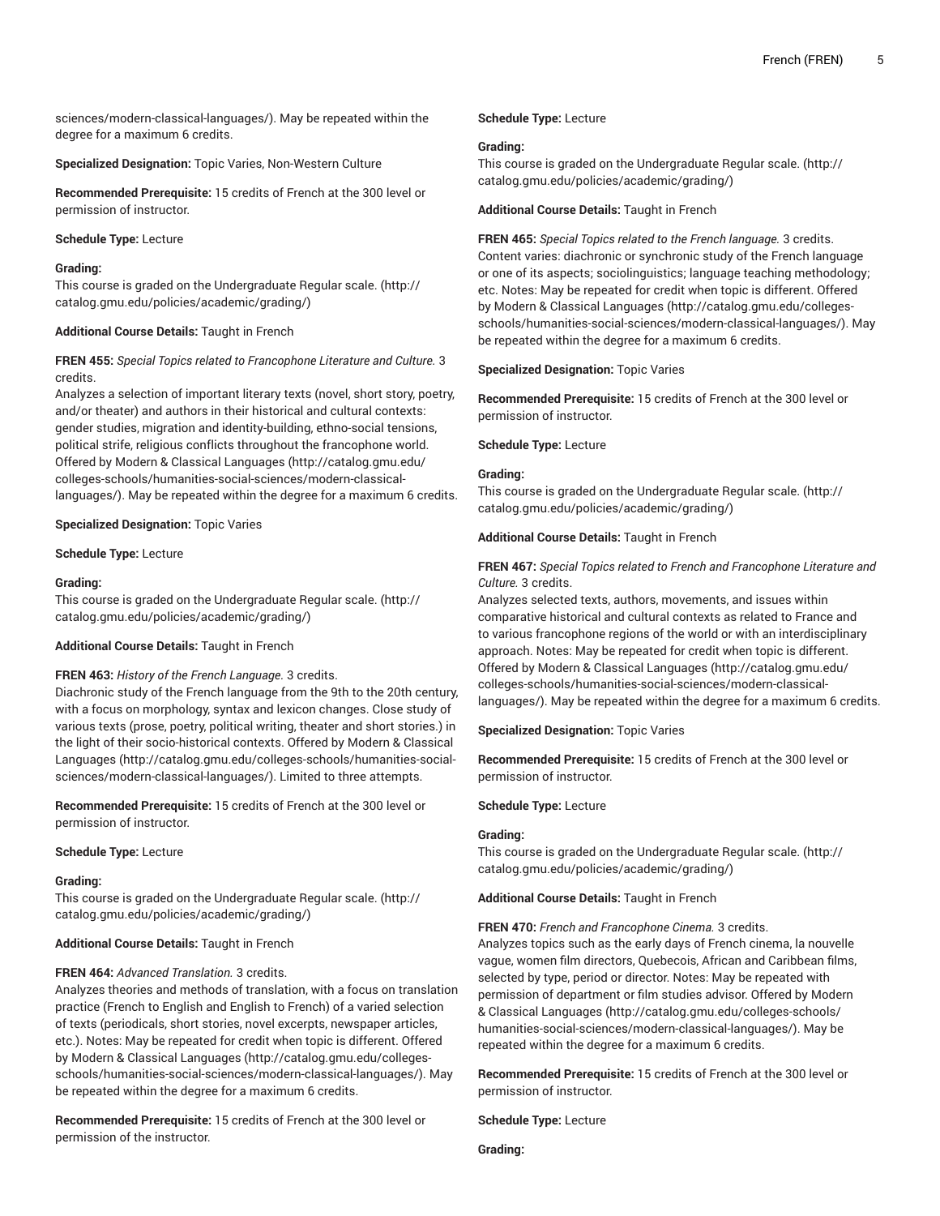sciences/modern-classical-languages/). May be repeated within the degree for a maximum 6 credits.

**Specialized Designation:** Topic Varies, Non-Western Culture

**Recommended Prerequisite:** 15 credits of French at the 300 level or permission of instructor.

**Schedule Type:** Lecture

**Grading:**
This course is graded on the Undergraduate Regular scale. (http://catalog.gmu.edu/policies/academic/grading/)

**Additional Course Details:** Taught in French

**FREN 455:** *Special Topics related to Francophone Literature and Culture.* 3 credits.
Analyzes a selection of important literary texts (novel, short story, poetry, and/or theater) and authors in their historical and cultural contexts: gender studies, migration and identity-building, ethno-social tensions, political strife, religious conflicts throughout the francophone world. Offered by Modern & Classical Languages (http://catalog.gmu.edu/colleges-schools/humanities-social-sciences/modern-classical-languages/). May be repeated within the degree for a maximum 6 credits.

**Specialized Designation:** Topic Varies

**Schedule Type:** Lecture

**Grading:**
This course is graded on the Undergraduate Regular scale. (http://catalog.gmu.edu/policies/academic/grading/)

**Additional Course Details:** Taught in French

**FREN 463:** *History of the French Language.* 3 credits.
Diachronic study of the French language from the 9th to the 20th century, with a focus on morphology, syntax and lexicon changes. Close study of various texts (prose, poetry, political writing, theater and short stories.) in the light of their socio-historical contexts. Offered by Modern & Classical Languages (http://catalog.gmu.edu/colleges-schools/humanities-social-sciences/modern-classical-languages/). Limited to three attempts.

**Recommended Prerequisite:** 15 credits of French at the 300 level or permission of instructor.

**Schedule Type:** Lecture

**Grading:**
This course is graded on the Undergraduate Regular scale. (http://catalog.gmu.edu/policies/academic/grading/)

**Additional Course Details:** Taught in French

**FREN 464:** *Advanced Translation.* 3 credits.
Analyzes theories and methods of translation, with a focus on translation practice (French to English and English to French) of a varied selection of texts (periodicals, short stories, novel excerpts, newspaper articles, etc.). Notes: May be repeated for credit when topic is different. Offered by Modern & Classical Languages (http://catalog.gmu.edu/colleges-schools/humanities-social-sciences/modern-classical-languages/). May be repeated within the degree for a maximum 6 credits.

**Recommended Prerequisite:** 15 credits of French at the 300 level or permission of the instructor.

**Schedule Type:** Lecture

**Grading:**
This course is graded on the Undergraduate Regular scale. (http://catalog.gmu.edu/policies/academic/grading/)

**Additional Course Details:** Taught in French

**FREN 465:** *Special Topics related to the French language.* 3 credits.
Content varies: diachronic or synchronic study of the French language or one of its aspects; sociolinguistics; language teaching methodology; etc. Notes: May be repeated for credit when topic is different. Offered by Modern & Classical Languages (http://catalog.gmu.edu/colleges-schools/humanities-social-sciences/modern-classical-languages/). May be repeated within the degree for a maximum 6 credits.

**Specialized Designation:** Topic Varies

**Recommended Prerequisite:** 15 credits of French at the 300 level or permission of instructor.

**Schedule Type:** Lecture

**Grading:**
This course is graded on the Undergraduate Regular scale. (http://catalog.gmu.edu/policies/academic/grading/)

**Additional Course Details:** Taught in French

**FREN 467:** *Special Topics related to French and Francophone Literature and Culture.* 3 credits.
Analyzes selected texts, authors, movements, and issues within comparative historical and cultural contexts as related to France and to various francophone regions of the world or with an interdisciplinary approach. Notes: May be repeated for credit when topic is different. Offered by Modern & Classical Languages (http://catalog.gmu.edu/colleges-schools/humanities-social-sciences/modern-classical-languages/). May be repeated within the degree for a maximum 6 credits.

**Specialized Designation:** Topic Varies

**Recommended Prerequisite:** 15 credits of French at the 300 level or permission of instructor.

**Schedule Type:** Lecture

**Grading:**
This course is graded on the Undergraduate Regular scale. (http://catalog.gmu.edu/policies/academic/grading/)

**Additional Course Details:** Taught in French

**FREN 470:** *French and Francophone Cinema.* 3 credits.
Analyzes topics such as the early days of French cinema, la nouvelle vague, women film directors, Quebecois, African and Caribbean films, selected by type, period or director. Notes: May be repeated with permission of department or film studies advisor. Offered by Modern & Classical Languages (http://catalog.gmu.edu/colleges-schools/humanities-social-sciences/modern-classical-languages/). May be repeated within the degree for a maximum 6 credits.

**Recommended Prerequisite:** 15 credits of French at the 300 level or permission of instructor.

**Schedule Type:** Lecture

**Grading:**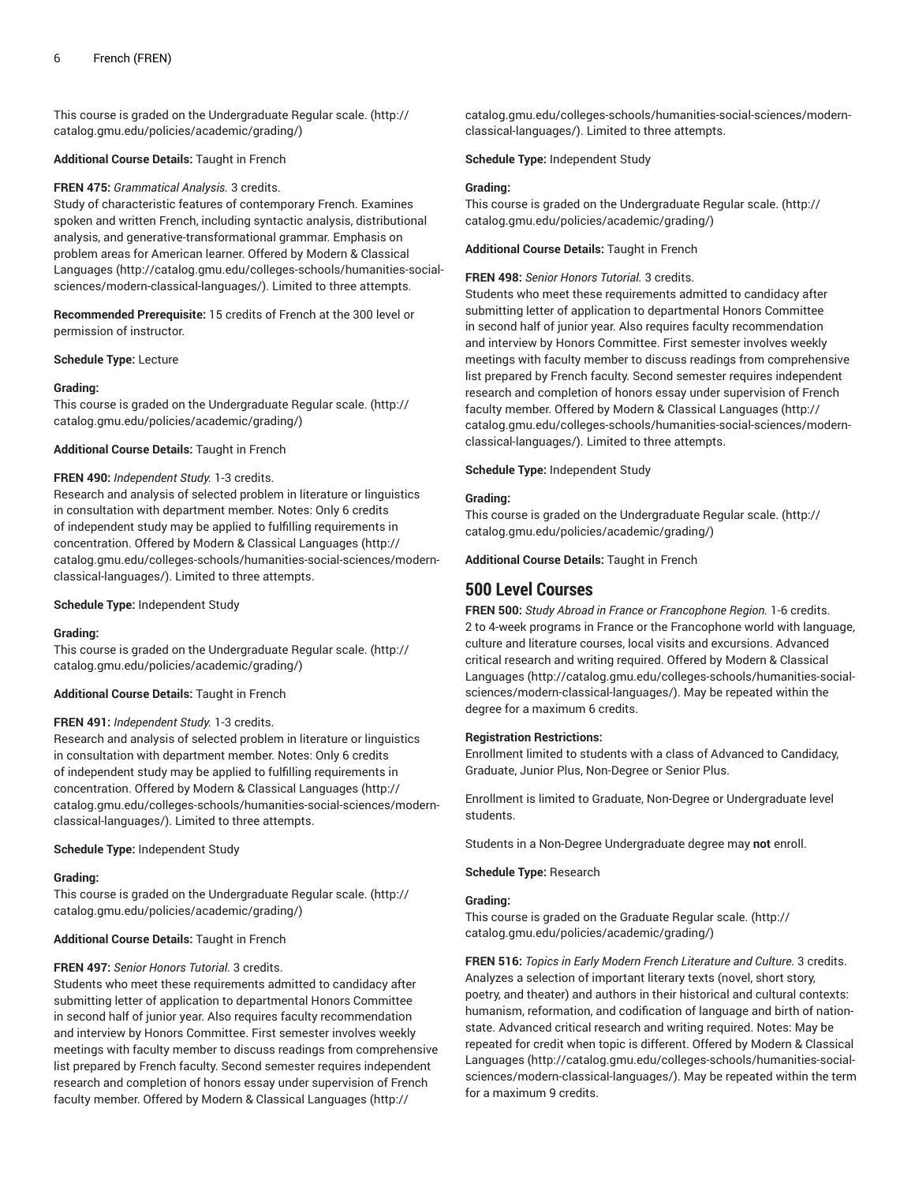This course is graded on the Undergraduate Regular scale. (http://catalog.gmu.edu/policies/academic/grading/)

**Additional Course Details:** Taught in French

**FREN 475:** *Grammatical Analysis.* 3 credits.
Study of characteristic features of contemporary French. Examines spoken and written French, including syntactic analysis, distributional analysis, and generative-transformational grammar. Emphasis on problem areas for American learner. Offered by Modern & Classical Languages (http://catalog.gmu.edu/colleges-schools/humanities-social-sciences/modern-classical-languages/). Limited to three attempts.

**Recommended Prerequisite:** 15 credits of French at the 300 level or permission of instructor.

**Schedule Type:** Lecture

**Grading:**
This course is graded on the Undergraduate Regular scale. (http://catalog.gmu.edu/policies/academic/grading/)

**Additional Course Details:** Taught in French

**FREN 490:** *Independent Study.* 1-3 credits.
Research and analysis of selected problem in literature or linguistics in consultation with department member. Notes: Only 6 credits of independent study may be applied to fulfilling requirements in concentration. Offered by Modern & Classical Languages (http://catalog.gmu.edu/colleges-schools/humanities-social-sciences/modern-classical-languages/). Limited to three attempts.

**Schedule Type:** Independent Study

**Grading:**
This course is graded on the Undergraduate Regular scale. (http://catalog.gmu.edu/policies/academic/grading/)

**Additional Course Details:** Taught in French

**FREN 491:** *Independent Study.* 1-3 credits.
Research and analysis of selected problem in literature or linguistics in consultation with department member. Notes: Only 6 credits of independent study may be applied to fulfilling requirements in concentration. Offered by Modern & Classical Languages (http://catalog.gmu.edu/colleges-schools/humanities-social-sciences/modern-classical-languages/). Limited to three attempts.

**Schedule Type:** Independent Study

**Grading:**
This course is graded on the Undergraduate Regular scale. (http://catalog.gmu.edu/policies/academic/grading/)

**Additional Course Details:** Taught in French

**FREN 497:** *Senior Honors Tutorial.* 3 credits.
Students who meet these requirements admitted to candidacy after submitting letter of application to departmental Honors Committee in second half of junior year. Also requires faculty recommendation and interview by Honors Committee. First semester involves weekly meetings with faculty member to discuss readings from comprehensive list prepared by French faculty. Second semester requires independent research and completion of honors essay under supervision of French faculty member. Offered by Modern & Classical Languages (http://catalog.gmu.edu/colleges-schools/humanities-social-sciences/modern-classical-languages/). Limited to three attempts.

**Schedule Type:** Independent Study

**Grading:**
This course is graded on the Undergraduate Regular scale. (http://catalog.gmu.edu/policies/academic/grading/)

**Additional Course Details:** Taught in French

**FREN 498:** *Senior Honors Tutorial.* 3 credits.
Students who meet these requirements admitted to candidacy after submitting letter of application to departmental Honors Committee in second half of junior year. Also requires faculty recommendation and interview by Honors Committee. First semester involves weekly meetings with faculty member to discuss readings from comprehensive list prepared by French faculty. Second semester requires independent research and completion of honors essay under supervision of French faculty member. Offered by Modern & Classical Languages (http://catalog.gmu.edu/colleges-schools/humanities-social-sciences/modern-classical-languages/). Limited to three attempts.

**Schedule Type:** Independent Study

**Grading:**
This course is graded on the Undergraduate Regular scale. (http://catalog.gmu.edu/policies/academic/grading/)

**Additional Course Details:** Taught in French

## 500 Level Courses

**FREN 500:** *Study Abroad in France or Francophone Region.* 1-6 credits.
2 to 4-week programs in France or the Francophone world with language, culture and literature courses, local visits and excursions. Advanced critical research and writing required. Offered by Modern & Classical Languages (http://catalog.gmu.edu/colleges-schools/humanities-social-sciences/modern-classical-languages/). May be repeated within the degree for a maximum 6 credits.

**Registration Restrictions:**
Enrollment limited to students with a class of Advanced to Candidacy, Graduate, Junior Plus, Non-Degree or Senior Plus.

Enrollment is limited to Graduate, Non-Degree or Undergraduate level students.

Students in a Non-Degree Undergraduate degree may **not** enroll.

**Schedule Type:** Research

**Grading:**
This course is graded on the Graduate Regular scale. (http://catalog.gmu.edu/policies/academic/grading/)

**FREN 516:** *Topics in Early Modern French Literature and Culture.* 3 credits.
Analyzes a selection of important literary texts (novel, short story, poetry, and theater) and authors in their historical and cultural contexts: humanism, reformation, and codification of language and birth of nation-state. Advanced critical research and writing required. Notes: May be repeated for credit when topic is different. Offered by Modern & Classical Languages (http://catalog.gmu.edu/colleges-schools/humanities-social-sciences/modern-classical-languages/). May be repeated within the term for a maximum 9 credits.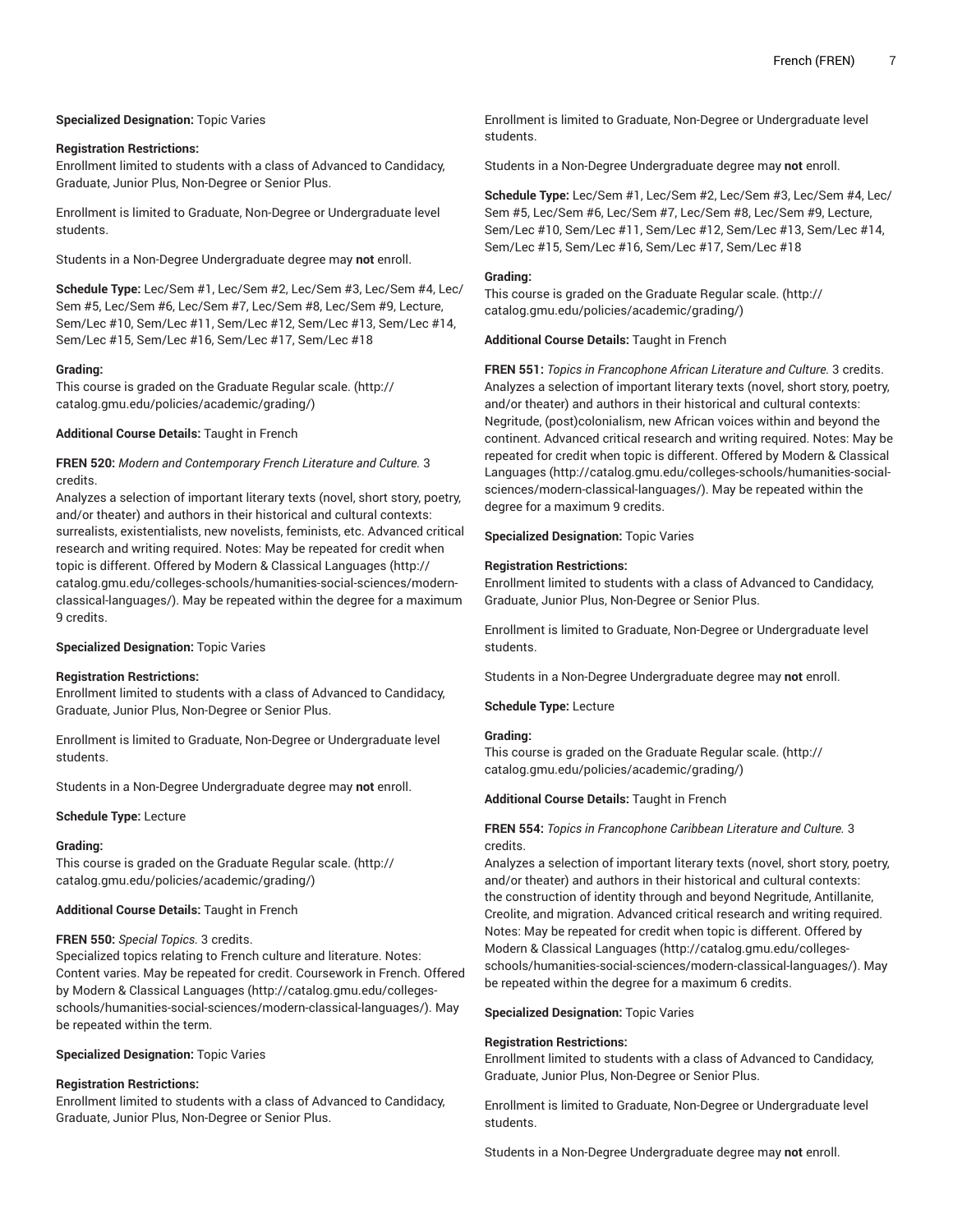**Specialized Designation:** Topic Varies

**Registration Restrictions:**
Enrollment limited to students with a class of Advanced to Candidacy, Graduate, Junior Plus, Non-Degree or Senior Plus.

Enrollment is limited to Graduate, Non-Degree or Undergraduate level students.

Students in a Non-Degree Undergraduate degree may **not** enroll.

**Schedule Type:** Lec/Sem #1, Lec/Sem #2, Lec/Sem #3, Lec/Sem #4, Lec/Sem #5, Lec/Sem #6, Lec/Sem #7, Lec/Sem #8, Lec/Sem #9, Lecture, Sem/Lec #10, Sem/Lec #11, Sem/Lec #12, Sem/Lec #13, Sem/Lec #14, Sem/Lec #15, Sem/Lec #16, Sem/Lec #17, Sem/Lec #18

**Grading:**
This course is graded on the Graduate Regular scale. (http://catalog.gmu.edu/policies/academic/grading/)

**Additional Course Details:** Taught in French

**FREN 520:** *Modern and Contemporary French Literature and Culture.* 3 credits.
Analyzes a selection of important literary texts (novel, short story, poetry, and/or theater) and authors in their historical and cultural contexts: surrealists, existentialists, new novelists, feminists, etc. Advanced critical research and writing required. Notes: May be repeated for credit when topic is different. Offered by Modern & Classical Languages (http://catalog.gmu.edu/colleges-schools/humanities-social-sciences/modern-classical-languages/). May be repeated within the degree for a maximum 9 credits.

**Specialized Designation:** Topic Varies

**Registration Restrictions:**
Enrollment limited to students with a class of Advanced to Candidacy, Graduate, Junior Plus, Non-Degree or Senior Plus.

Enrollment is limited to Graduate, Non-Degree or Undergraduate level students.

Students in a Non-Degree Undergraduate degree may **not** enroll.

**Schedule Type:** Lecture

**Grading:**
This course is graded on the Graduate Regular scale. (http://catalog.gmu.edu/policies/academic/grading/)

**Additional Course Details:** Taught in French

**FREN 550:** *Special Topics.* 3 credits.
Specialized topics relating to French culture and literature. Notes: Content varies. May be repeated for credit. Coursework in French. Offered by Modern & Classical Languages (http://catalog.gmu.edu/colleges-schools/humanities-social-sciences/modern-classical-languages/). May be repeated within the term.

**Specialized Designation:** Topic Varies

**Registration Restrictions:**
Enrollment limited to students with a class of Advanced to Candidacy, Graduate, Junior Plus, Non-Degree or Senior Plus.

Enrollment is limited to Graduate, Non-Degree or Undergraduate level students.

Students in a Non-Degree Undergraduate degree may **not** enroll.

**Schedule Type:** Lec/Sem #1, Lec/Sem #2, Lec/Sem #3, Lec/Sem #4, Lec/Sem #5, Lec/Sem #6, Lec/Sem #7, Lec/Sem #8, Lec/Sem #9, Lecture, Sem/Lec #10, Sem/Lec #11, Sem/Lec #12, Sem/Lec #13, Sem/Lec #14, Sem/Lec #15, Sem/Lec #16, Sem/Lec #17, Sem/Lec #18

**Grading:**
This course is graded on the Graduate Regular scale. (http://catalog.gmu.edu/policies/academic/grading/)

**Additional Course Details:** Taught in French

**FREN 551:** *Topics in Francophone African Literature and Culture.* 3 credits.
Analyzes a selection of important literary texts (novel, short story, poetry, and/or theater) and authors in their historical and cultural contexts: Negritude, (post)colonialism, new African voices within and beyond the continent. Advanced critical research and writing required. Notes: May be repeated for credit when topic is different. Offered by Modern & Classical Languages (http://catalog.gmu.edu/colleges-schools/humanities-social-sciences/modern-classical-languages/). May be repeated within the degree for a maximum 9 credits.

**Specialized Designation:** Topic Varies

**Registration Restrictions:**
Enrollment limited to students with a class of Advanced to Candidacy, Graduate, Junior Plus, Non-Degree or Senior Plus.

Enrollment is limited to Graduate, Non-Degree or Undergraduate level students.

Students in a Non-Degree Undergraduate degree may **not** enroll.

**Schedule Type:** Lecture

**Grading:**
This course is graded on the Graduate Regular scale. (http://catalog.gmu.edu/policies/academic/grading/)

**Additional Course Details:** Taught in French

**FREN 554:** *Topics in Francophone Caribbean Literature and Culture.* 3 credits.
Analyzes a selection of important literary texts (novel, short story, poetry, and/or theater) and authors in their historical and cultural contexts: the construction of identity through and beyond Negritude, Antillanite, Creolite, and migration. Advanced critical research and writing required. Notes: May be repeated for credit when topic is different. Offered by Modern & Classical Languages (http://catalog.gmu.edu/colleges-schools/humanities-social-sciences/modern-classical-languages/). May be repeated within the degree for a maximum 6 credits.

**Specialized Designation:** Topic Varies

**Registration Restrictions:**
Enrollment limited to students with a class of Advanced to Candidacy, Graduate, Junior Plus, Non-Degree or Senior Plus.

Enrollment is limited to Graduate, Non-Degree or Undergraduate level students.

Students in a Non-Degree Undergraduate degree may **not** enroll.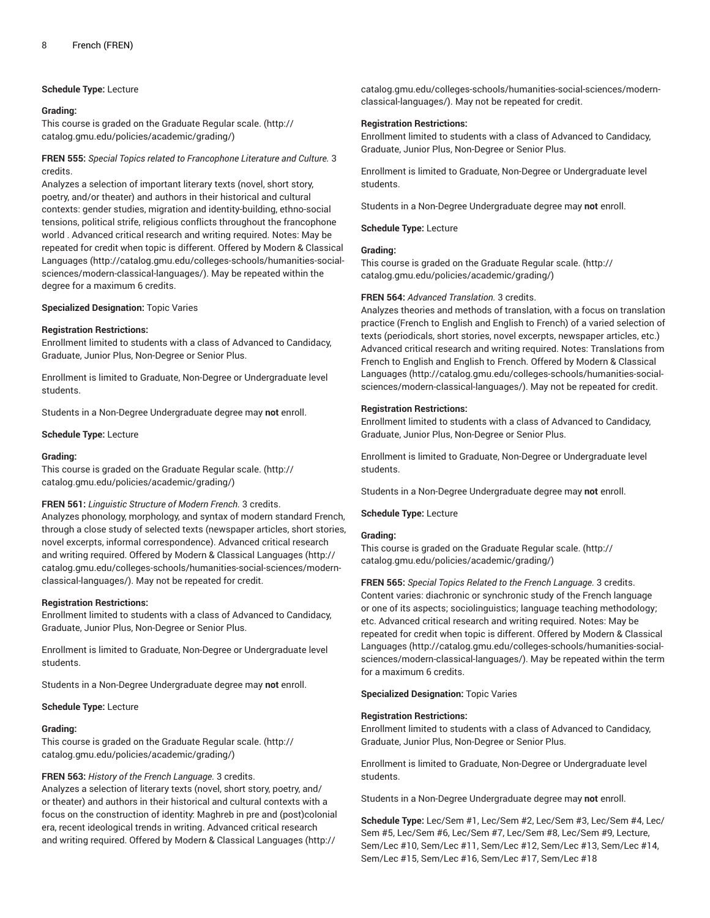**Schedule Type:** Lecture

**Grading:**
This course is graded on the Graduate Regular scale. (http://catalog.gmu.edu/policies/academic/grading/)

**FREN 555:** *Special Topics related to Francophone Literature and Culture.* 3 credits.
Analyzes a selection of important literary texts (novel, short story, poetry, and/or theater) and authors in their historical and cultural contexts: gender studies, migration and identity-building, ethno-social tensions, political strife, religious conflicts throughout the francophone world . Advanced critical research and writing required. Notes: May be repeated for credit when topic is different. Offered by Modern & Classical Languages (http://catalog.gmu.edu/colleges-schools/humanities-social-sciences/modern-classical-languages/). May be repeated within the degree for a maximum 6 credits.

**Specialized Designation:** Topic Varies

**Registration Restrictions:**
Enrollment limited to students with a class of Advanced to Candidacy, Graduate, Junior Plus, Non-Degree or Senior Plus.

Enrollment is limited to Graduate, Non-Degree or Undergraduate level students.

Students in a Non-Degree Undergraduate degree may **not** enroll.

**Schedule Type:** Lecture

**Grading:**
This course is graded on the Graduate Regular scale. (http://catalog.gmu.edu/policies/academic/grading/)

**FREN 561:** *Linguistic Structure of Modern French.* 3 credits.
Analyzes phonology, morphology, and syntax of modern standard French, through a close study of selected texts (newspaper articles, short stories, novel excerpts, informal correspondence). Advanced critical research and writing required. Offered by Modern & Classical Languages (http://catalog.gmu.edu/colleges-schools/humanities-social-sciences/modern-classical-languages/). May not be repeated for credit.

**Registration Restrictions:**
Enrollment limited to students with a class of Advanced to Candidacy, Graduate, Junior Plus, Non-Degree or Senior Plus.

Enrollment is limited to Graduate, Non-Degree or Undergraduate level students.

Students in a Non-Degree Undergraduate degree may **not** enroll.

**Schedule Type:** Lecture

**Grading:**
This course is graded on the Graduate Regular scale. (http://catalog.gmu.edu/policies/academic/grading/)

**FREN 563:** *History of the French Language.* 3 credits.
Analyzes a selection of literary texts (novel, short story, poetry, and/or theater) and authors in their historical and cultural contexts with a focus on the construction of identity: Maghreb in pre and (post)colonial era, recent ideological trends in writing. Advanced critical research and writing required. Offered by Modern & Classical Languages (http://catalog.gmu.edu/colleges-schools/humanities-social-sciences/modern-classical-languages/). May not be repeated for credit.

**Registration Restrictions:**
Enrollment limited to students with a class of Advanced to Candidacy, Graduate, Junior Plus, Non-Degree or Senior Plus.

Enrollment is limited to Graduate, Non-Degree or Undergraduate level students.

Students in a Non-Degree Undergraduate degree may **not** enroll.

**Schedule Type:** Lecture

**Grading:**
This course is graded on the Graduate Regular scale. (http://catalog.gmu.edu/policies/academic/grading/)

**FREN 564:** *Advanced Translation.* 3 credits.
Analyzes theories and methods of translation, with a focus on translation practice (French to English and English to French) of a varied selection of texts (periodicals, short stories, novel excerpts, newspaper articles, etc.) Advanced critical research and writing required. Notes: Translations from French to English and English to French. Offered by Modern & Classical Languages (http://catalog.gmu.edu/colleges-schools/humanities-social-sciences/modern-classical-languages/). May not be repeated for credit.

**Registration Restrictions:**
Enrollment limited to students with a class of Advanced to Candidacy, Graduate, Junior Plus, Non-Degree or Senior Plus.

Enrollment is limited to Graduate, Non-Degree or Undergraduate level students.

Students in a Non-Degree Undergraduate degree may **not** enroll.

**Schedule Type:** Lecture

**Grading:**
This course is graded on the Graduate Regular scale. (http://catalog.gmu.edu/policies/academic/grading/)

**FREN 565:** *Special Topics Related to the French Language.* 3 credits.
Content varies: diachronic or synchronic study of the French language or one of its aspects; sociolinguistics; language teaching methodology; etc. Advanced critical research and writing required. Notes: May be repeated for credit when topic is different. Offered by Modern & Classical Languages (http://catalog.gmu.edu/colleges-schools/humanities-social-sciences/modern-classical-languages/). May be repeated within the term for a maximum 6 credits.

**Specialized Designation:** Topic Varies

**Registration Restrictions:**
Enrollment limited to students with a class of Advanced to Candidacy, Graduate, Junior Plus, Non-Degree or Senior Plus.

Enrollment is limited to Graduate, Non-Degree or Undergraduate level students.

Students in a Non-Degree Undergraduate degree may **not** enroll.

**Schedule Type:** Lec/Sem #1, Lec/Sem #2, Lec/Sem #3, Lec/Sem #4, Lec/Sem #5, Lec/Sem #6, Lec/Sem #7, Lec/Sem #8, Lec/Sem #9, Lecture, Sem/Lec #10, Sem/Lec #11, Sem/Lec #12, Sem/Lec #13, Sem/Lec #14, Sem/Lec #15, Sem/Lec #16, Sem/Lec #17, Sem/Lec #18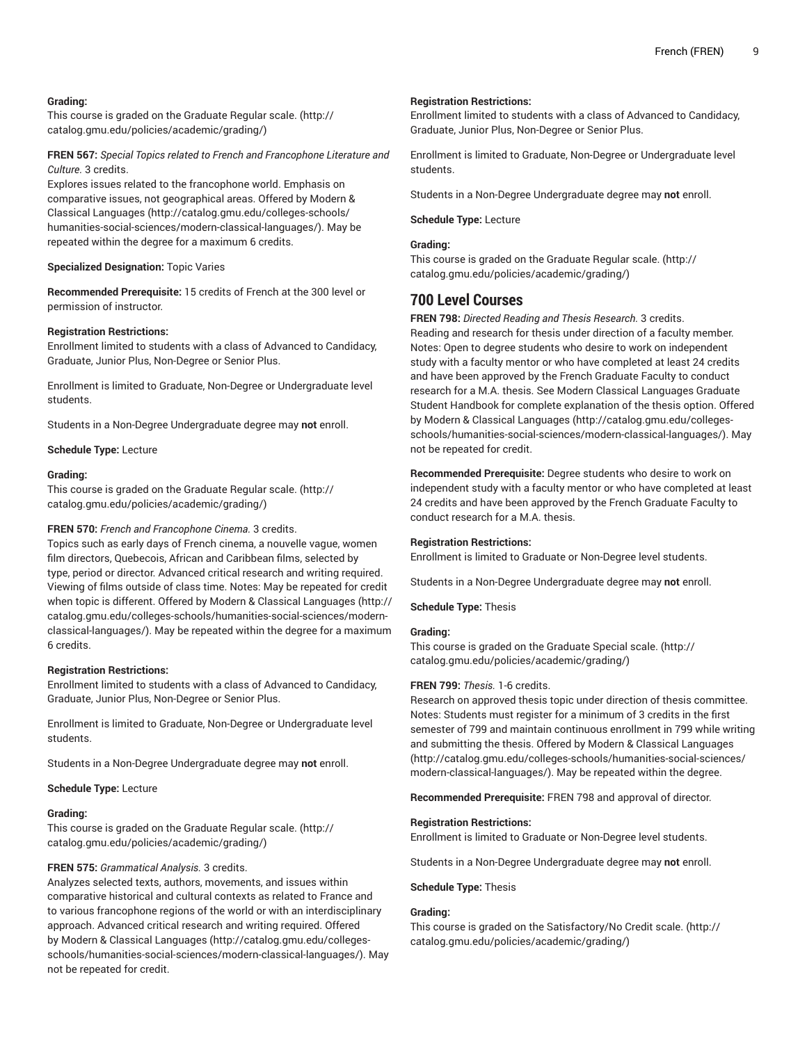**Grading:**
This course is graded on the Graduate Regular scale. (http://catalog.gmu.edu/policies/academic/grading/)

**FREN 567:** *Special Topics related to French and Francophone Literature and Culture.* 3 credits.
Explores issues related to the francophone world. Emphasis on comparative issues, not geographical areas. Offered by Modern & Classical Languages (http://catalog.gmu.edu/colleges-schools/humanities-social-sciences/modern-classical-languages/). May be repeated within the degree for a maximum 6 credits.

**Specialized Designation:** Topic Varies

**Recommended Prerequisite:** 15 credits of French at the 300 level or permission of instructor.

**Registration Restrictions:**
Enrollment limited to students with a class of Advanced to Candidacy, Graduate, Junior Plus, Non-Degree or Senior Plus.

Enrollment is limited to Graduate, Non-Degree or Undergraduate level students.

Students in a Non-Degree Undergraduate degree may **not** enroll.

**Schedule Type:** Lecture

**Grading:**
This course is graded on the Graduate Regular scale. (http://catalog.gmu.edu/policies/academic/grading/)

**FREN 570:** *French and Francophone Cinema.* 3 credits.
Topics such as early days of French cinema, a nouvelle vague, women film directors, Quebecois, African and Caribbean films, selected by type, period or director. Advanced critical research and writing required. Viewing of films outside of class time. Notes: May be repeated for credit when topic is different. Offered by Modern & Classical Languages (http://catalog.gmu.edu/colleges-schools/humanities-social-sciences/modern-classical-languages/). May be repeated within the degree for a maximum 6 credits.

**Registration Restrictions:**
Enrollment limited to students with a class of Advanced to Candidacy, Graduate, Junior Plus, Non-Degree or Senior Plus.

Enrollment is limited to Graduate, Non-Degree or Undergraduate level students.

Students in a Non-Degree Undergraduate degree may **not** enroll.

**Schedule Type:** Lecture

**Grading:**
This course is graded on the Graduate Regular scale. (http://catalog.gmu.edu/policies/academic/grading/)

**FREN 575:** *Grammatical Analysis.* 3 credits.
Analyzes selected texts, authors, movements, and issues within comparative historical and cultural contexts as related to France and to various francophone regions of the world or with an interdisciplinary approach. Advanced critical research and writing required. Offered by Modern & Classical Languages (http://catalog.gmu.edu/colleges-schools/humanities-social-sciences/modern-classical-languages/). May not be repeated for credit.

**Registration Restrictions:**
Enrollment limited to students with a class of Advanced to Candidacy, Graduate, Junior Plus, Non-Degree or Senior Plus.

Enrollment is limited to Graduate, Non-Degree or Undergraduate level students.

Students in a Non-Degree Undergraduate degree may **not** enroll.

**Schedule Type:** Lecture

**Grading:**
This course is graded on the Graduate Regular scale. (http://catalog.gmu.edu/policies/academic/grading/)

## 700 Level Courses

**FREN 798:** *Directed Reading and Thesis Research.* 3 credits.
Reading and research for thesis under direction of a faculty member. Notes: Open to degree students who desire to work on independent study with a faculty mentor or who have completed at least 24 credits and have been approved by the French Graduate Faculty to conduct research for a M.A. thesis. See Modern Classical Languages Graduate Student Handbook for complete explanation of the thesis option. Offered by Modern & Classical Languages (http://catalog.gmu.edu/colleges-schools/humanities-social-sciences/modern-classical-languages/). May not be repeated for credit.

**Recommended Prerequisite:** Degree students who desire to work on independent study with a faculty mentor or who have completed at least 24 credits and have been approved by the French Graduate Faculty to conduct research for a M.A. thesis.

**Registration Restrictions:**
Enrollment is limited to Graduate or Non-Degree level students.

Students in a Non-Degree Undergraduate degree may **not** enroll.

**Schedule Type:** Thesis

**Grading:**
This course is graded on the Graduate Special scale. (http://catalog.gmu.edu/policies/academic/grading/)

**FREN 799:** *Thesis.* 1-6 credits.
Research on approved thesis topic under direction of thesis committee. Notes: Students must register for a minimum of 3 credits in the first semester of 799 and maintain continuous enrollment in 799 while writing and submitting the thesis. Offered by Modern & Classical Languages (http://catalog.gmu.edu/colleges-schools/humanities-social-sciences/modern-classical-languages/). May be repeated within the degree.

**Recommended Prerequisite:** FREN 798 and approval of director.

**Registration Restrictions:**
Enrollment is limited to Graduate or Non-Degree level students.

Students in a Non-Degree Undergraduate degree may **not** enroll.

**Schedule Type:** Thesis

**Grading:**
This course is graded on the Satisfactory/No Credit scale. (http://catalog.gmu.edu/policies/academic/grading/)